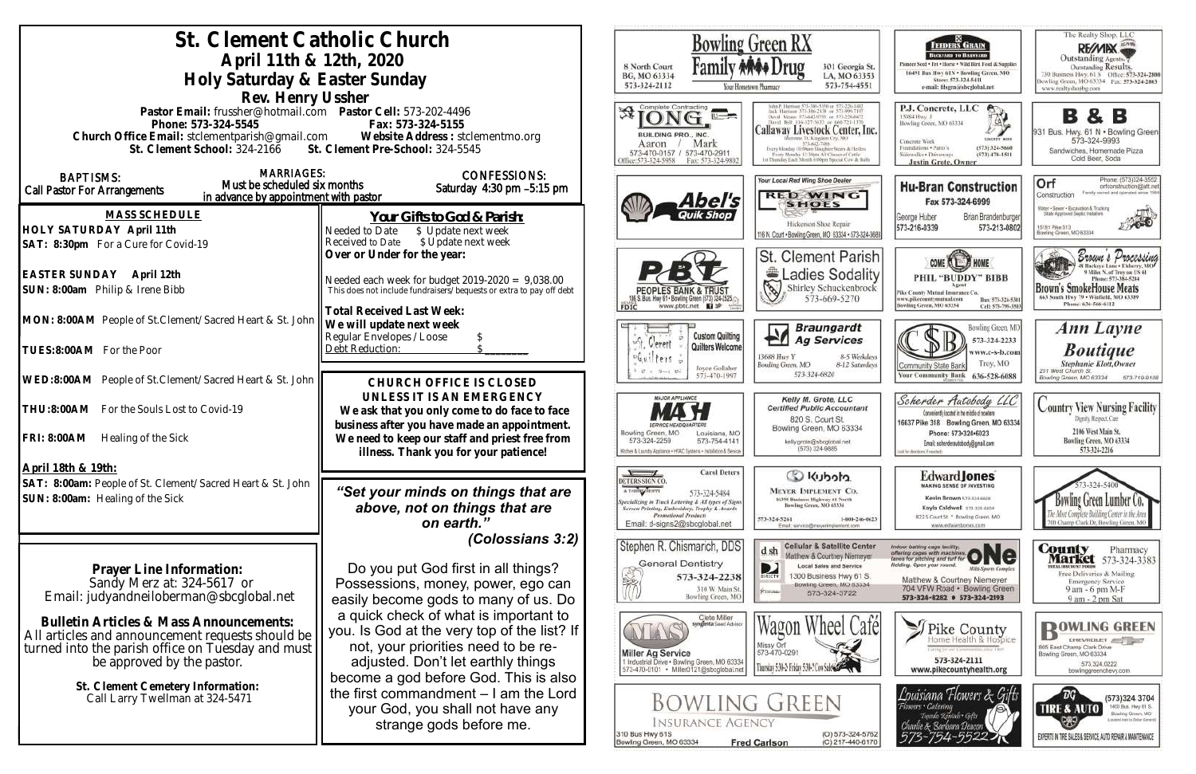# St. Clement Catholic Church

## April 11th & 12th, 2020

## Holy Saturday & Easter Sunday

### Rev. Henry Ussher

**Pastor Email:** frussher@hotmail.com **Pastor Cell:** 573-202-4496
**Phone:** 573-324-5545 **Fax:** 573-324-5155
**Church Office Email:** stclementparish@gmail.com **Website Address:** stclementmo.org
**St. Clement School:** 324-2166 **St. Clement Pre-School:** 324-5545

**BAPTISMS:** Call Pastor For Arrangements

**MARRIAGES:** Must be scheduled six months in advance by appointment with pastor

**CONFESSIONS:** Saturday 4:30 pm –5:15 pm

### MASS SCHEDULE

**HOLY SATURDAY April 11th**
**SAT: 8:30pm** For a Cure for Covid-19

**EASTER SUNDAY April 12th**
**SUN: 8:00am** Philip & Irene Bibb

**MON: 8:00AM** People of St.Clement/ Sacred Heart & St. John

**TUES:8:00AM** For the Poor

**WED:8:00AM** People of St.Clement/ Sacred Heart & St. John

**THU:8:00AM** For the Souls Lost to Covid-19

**FRI: 8:00AM** Healing of the Sick

**April 18th & 19th:**
**SAT: 8:00am:** People of St. Clement/ Sacred Heart & St. John
**SUN: 8:00am:** Healing of the Sick

### Your Gifts to God & Parish:

Needed to Date $ Update next week
Received to Date $ Update next week
**Over or Under for the year:**

Needed each week for budget 2019-2020 = 9,038.00
This does not include fundraisers/ bequests or extra to pay off debt

**Total Received Last Week:**
**We will update next week**
Regular Envelopes / Loose $
Debt Reduction: $________

### CHURCH OFFICE IS CLOSED UNLESS IT IS AN EMERGENCY

**We ask that you only come to do face to face business after you have made an appointment. We need to keep our staff and priest free from illness. Thank you for your patience!**

***"Set your minds on things that are above, not on things that are on earth."***
***(Colossians 3:2)***

Do you put God first in all things? Possessions, money, power, ego can easily become gods to many of us. Do a quick check of what is important to you. Is God at the very top of the list? If not, your priorities need to be re-adjusted. Don't let earthly things become a god before God. This is also the first commandment – I am the Lord your God, you shall not have any strange gods before me.

**Prayer Line Information:**
Sandy Merz at: 324-5617 or
Email: judyandneiloberman@sbcglobal.net

**Bulletin Articles & Mass Announcements:**
All articles and announcement requests should be turned into the parish office on Tuesday and must be approved by the pastor.

**St. Clement Cemetery Information:**
Call Larry Twellman at 324-5471

---

**Bowling Green RX Family Drug** — Your Hometown Pharmacy
8 North Court, BG, MO 63334, 573-324-2112 | 301 Georgia St., LA, MO 63353, 573-754-4551

**Feeders Grain** — Backyard to Barnyard
Pioneer Seed • Pet • Horse • Wild Bird Feed & Supplies
16491 Bus Hwy 61N • Bowling Green, MO
Store: 573-324-5411
e-mail: fdsgrn@sbcglobal.net

**The Realty Shop, LLC — RE/MAX**
Outstanding Agents. Outstanding Results.
730 Business Hwy. 61 S Office: 573-324-2800
Bowling Green, MO 63334 Fax: 573-324-2863
www.realtyshopbg.com

**Complete Contracting — IONG Building Pro., Inc.**
Aaron / Mark
573-470-0157 / 573-470-2911
Office: 573-324-5958 Fax: 573-324-9802

**Callaway Livestock Center, Inc.**
Interstate 70, Kingdom City, MO
573-642-7486
Every Monday 10:00am Slaughter Steers & Heifers
Every Monday 12:30pm All Classes of Cattle
1st Thursday Each Month 6:00pm Special Cow & Bulls

**P.J. Concrete, LLC**
15084 Hwy. J
Bowling Green, MO 63334
Concrete Work, Foundations • Patio's, Sidewalks • Driveways
(573) 324-5660
(573) 470-1511
Justin Grote, Owner

**B & B**
931 Bus. Hwy. 61 N • Bowling Green
573-324-9993
Sandwiches, Homemade Pizza
Cold Beer, Soda

**Abel's Quik Shop**

**Red Wing Shoes** — Your Local Red Wing Shoe Dealer
Hickerson Shoe Repair
116 N. Court • Bowling Green, MO 63334 • 573-324-3688

**Hu-Bran Construction**
Fax 573-324-6999
George Huber 573-216-0339
Brian Brandenburger 573-213-0802

**Orf Construction**
Phone: (573)324-3552
orfconstruction@att.net
Family owned and operated since 1964
Water • Sewer • Excavation & Trucking
State Approved Septic Installers
15181 Pike 313
Bowling Green, MO 63334

**PBT Peoples Bank & Trust**
Bus. Hwy 61 • Bowling Green (573) 324-2525
www.pbtc.net
FDIC

**St. Clement Parish Ladies Sodality**
Shirley Schuckenbrock
573-669-5270

**Come Home — Phil "Buddy" Bibb**
Agent
Pike County Mutual Insurance Co.
www.pikecountymutual.com
Bowling Green, MO 63334
Bus: 573-324-5301
Cell: 573-795-3593

**Brown's Processing**
Brown's SmokeHouse Meats
Phone: 636-566-6112

**St. Clement Quilters — Custom Quilting, Quilters Welcome**
Joyce Gollaher
573-470-1997

**Braungardt Ag Services**
13688 Hwy Y
Bowling Green, MO
8-5 Weekdays
8-12 Saturdays
573-324-6820

**Community State Bank**
Bowling Green, MO
573-324-2233
www.c-s-b.com
Troy, MO
636-528-6688
Your Community Bank

**Ann Layne Boutique**
Stephanie Klott, Owner
201 West Church St.
Bowling Green, MO 63334
573-719-9108

**Mash — Major Appliance Service Headquarters**
Bowling Green, MO 573-324-2259
Louisiana, MO 573-754-4141
Kitchen & Laundry Appliance • HVAC Systems • Installation & Service

**Kelly M. Grote, LLC**
Certified Public Accountant
820 S. Court St.
Bowling Green, MO 63334
kellygrote@sbcglobal.net
(573) 324-9885

**Scherder Autobody LLC**
Conveniently located in the middle of nowhere
16637 Pike 318 Bowling Green, MO 63334
Phone: 573-324-6023
Email: scherderautobody@gmail.com

**Country View Nursing Facility**
Dignity, Respect, Care
2106 West Main St.
Bowling Green, MO 63334
573-324-2216

**Deters Sign Co.**
Carol Deters
573-324-5484
Specializing in Truck Lettering & All types of Signs
Screen Printing, Embroidery, Trophy & Awards
Promotional Products
Email: d-signs2@sbcglobal.net

**Kubota — Meyer Implement Co.**
16398 Business Highway 61 North
Bowling Green, MO 63334
573-324-5261 1-800-246-0623
Email: service@meyerimplement.com

**Edward Jones** — Making Sense of Investing
Kevin Brown 573-324-6604
Kayla Caldwell 573-324-6604
822 S Court St • Bowling Green, MO
www.edwardjones.com

**Bowling Green Lumber Co.**
573-324-5400
The Most Complete Building Center in the Area
700 Champ Clark Dr. Bowling Green, MO

**Stephen R. Chismarich, DDS**
General Dentistry
573-324-2238
310 W. Main St.
Bowling Green, MO

**Cellular & Satellite Center**
Matthew & Courtney Niemeyer
Local Sales and Service
1300 Business Hwy 61 S.
Bowling Green, MO 63334
573-324-3722

**ONE Multi-Sports Complex**
Indoor batting cage facility, offering cages with machines, lanes for pitching and turf for fielding. Open year round.
Matthew & Courtney Niemeyer
704 VFW Road • Bowling Green
573-324-8282 • 573-324-2193

**County Market Pharmacy**
573-324-3383
Free Deliveries & Mailing
Emergency Service
9 am - 6 pm M-F
9 am - 2 pm Sat

**MAS — Miller Ag Service**
Cete Miller
Syngenta Seed Advisor
1 Industrial Drive • Bowling Green, MO 63334
573-470-0101 • Miller0121@sbcglobal.net

**Wagon Wheel Café**
Missy Orf
573-470-0291
Thursday 5:30-2; Friday 5:30-? Cow Sale

**Pike County Home Health & Hospice**
Caring for our Communities since 1969
573-324-2111
www.pikecountyhealth.org

**Bowling Green Chevrolet**
805 East Champ Clark Drive
Bowling Green, MO 63334
573.324.0222
bowlinggreenchevy.com

**Bowling Green Insurance Agency**
310 Bus Hwy 61S
Bowling Green, MO 63334
Fred Carlson
(O) 573-324-5762
(C) 217-440-6170

**Louisiana Flowers & Gifts**
Flowers • Catering
Tuxedo Rentals • Gifts
Charlie & Barbara Deacon
573-754-5522

**BG Tire & Auto**
(573)324 3704
1400 Bus. Hwy 61 S.
Bowling Green, MO
Experts in Tire Sales & Service, Auto Repair & Maintenance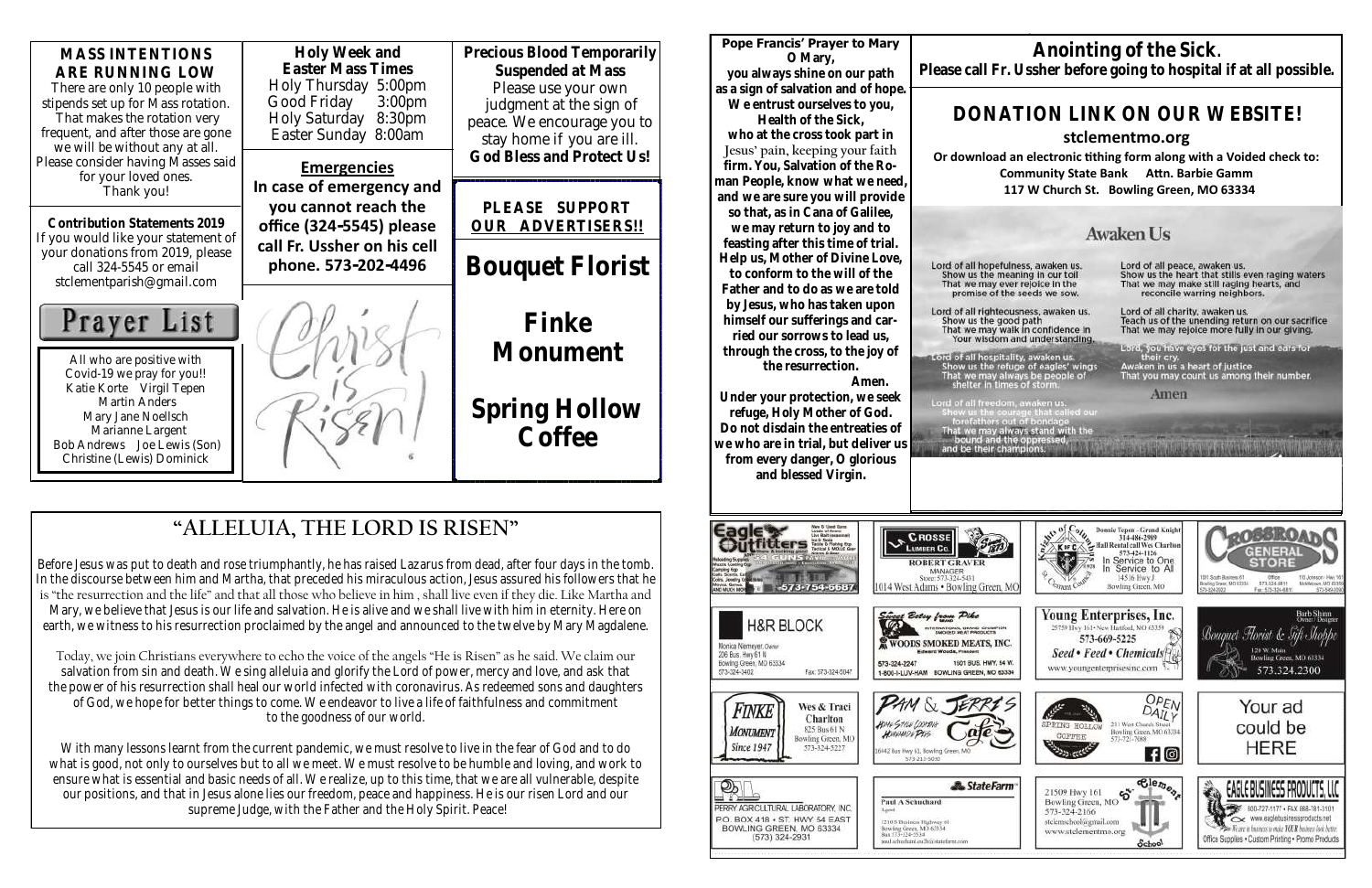**MASS INTENTIONS ARE RUNNING LOW**

There are only 10 people with stipends set up for Mass rotation. That makes the rotation very frequent, and after those are gone we will be without any at all. Please consider having Masses said for your loved ones. Thank you!

**Contribution Statements 2019**

If you would like your statement of your donations from 2019, please call 324-5545 or email stclementparish@gmail.com

## Prayer List

All who are positive with Covid-19 we pray for you!!
Katie Korte Virgil Tepen
Martin Anders
Mary Jane Noellsch
Marianne Largent
Bob Andrews Joe Lewis (Son)
Christine (Lewis) Dominick

**Holy Week and Easter Mass Times**

Holy Thursday 5:00pm
Good Friday 3:00pm
Holy Saturday 8:30pm
Easter Sunday 8:00am

**Emergencies**

**In case of emergency and you cannot reach the office (324-5545) please call Fr. Ussher on his cell phone. 573-202-4496**

Christ is Risen!

**Precious Blood Temporarily Suspended at Mass**

Please use your own judgment at the sign of peace. We encourage you to stay home if you are ill.
**God Bless and Protect Us!**

**PLEASE SUPPORT OUR ADVERTISERS!!**

**Bouquet Florist**

**Finke Monument**

**Spring Hollow Coffee**

# "ALLELUIA, THE LORD IS RISEN"

Before Jesus was put to death and rose triumphantly, he has raised Lazarus from dead, after four days in the tomb. In the discourse between him and Martha, that preceded his miraculous action, Jesus assured his followers that he is "the resurrection and the life" and that all those who believe in him , shall live even if they die. Like Martha and Mary, we believe that Jesus is our life and salvation. He is alive and we shall live with him in eternity. Here on earth, we witness to his resurrection proclaimed by the angel and announced to the twelve by Mary Magdalene.

Today, we join Christians everywhere to echo the voice of the angels "He is Risen" as he said. We claim our salvation from sin and death. We sing alleluia and glorify the Lord of power, mercy and love, and ask that the power of his resurrection shall heal our world infected with coronavirus. As redeemed sons and daughters of God, we hope for better things to come. We endeavor to live a life of faithfulness and commitment to the goodness of our world.

With many lessons learnt from the current pandemic, we must resolve to live in the fear of God and to do what is good, not only to ourselves but to all we meet. We must resolve to be humble and loving, and work to ensure what is essential and basic needs of all. We realize, up to this time, that we are all vulnerable, despite our positions, and that in Jesus alone lies our freedom, peace and happiness. He is our risen Lord and our supreme Judge, with the Father and the Holy Spirit. Peace!

**Pope Francis' Prayer to Mary**

**O Mary, you always shine on our path as a sign of salvation and of hope. We entrust ourselves to you, Health of the Sick, who at the cross took part in Jesus' pain, keeping your faith firm. You, Salvation of the Roman People, know what we need, and we are sure you will provide so that, as in Cana of Galilee, we may return to joy and to feasting after this time of trial. Help us, Mother of Divine Love, to conform to the will of the Father and to do as we are told by Jesus, who has taken upon himself our sufferings and carried our sorrows to lead us, through the cross, to the joy of the resurrection. Amen.**

**Under your protection, we seek refuge, Holy Mother of God. Do not disdain the entreaties of we who are in trial, but deliver us from every danger, O glorious and blessed Virgin.**

## Anointing of the Sick.

**Please call Fr. Ussher before going to hospital if at all possible.**

## DONATION LINK ON OUR WEBSITE!

**stclementmo.org**

**Or download an electronic tithing form along with a Voided check to:**
**Community State Bank Attn. Barbie Gamm**
**117 W Church St. Bowling Green, MO 63334**

### Awaken Us

Lord of all hopefulness, awaken us.
Show us the meaning in our toil
That we may ever rejoice in the
promise of the seeds we sow.

Lord of all righteousness, awaken us.
Show us the good path
That we may walk in confidence in
Your wisdom and understanding.

Lord of all hospitality, awaken us.
Show us the refuge of eagles' wings
That we may always be people of
shelter in times of storm.

Lord of all freedom, awaken us.
Show us the courage that called our
forefathers out of bondage
That we may always stand with the
bound and the oppressed,
and be their champions.

Lord of all peace, awaken us.
Show us the heart that stills even raging waters
That we may make still raging hearts, and
reconcile warring neighbors.

Lord of all charity, awaken us.
Teach us of the unending return on our sacrifice
That we may rejoice more fully in our giving.

Lord, you have eyes for the just and ears for
their cry.
Awaken in us a heart of justice
That you may count us among their number.

Amen

Eagle Outfitters — 573-754-6687

Crosse Lumber Co. — Robert Graver, Manager — Store: 573-324-5431 — 1014 West Adams • Bowling Green, MO

Knights of Columbus St. Clement Council — Donnie Tepen - Grand Knight 314-486-2989 — Hall Rental call Wes Charlton 573-424-1126 — In Service to One, In Service to All — 14516 Hwy J, Bowling Green, MO

Crossroads General Store

H&R Block — Monica Niemeyer, Owner — 206 Bus. Hwy 61 N, Bowling Green, MO 63334 — 573-324-3402 — Fax: 573-324-5047

Sweet Betsy from Pike — Woods Smoked Meats, Inc. — Edward Woods, President — 573-324-2247 — 1501 BUS. HWY. 54 W. — 1-800-I-LUV-HAM — BOWLING GREEN, MO 63334

Young Enterprises, Inc. — 25759 Hwy 161 • New Hartford, MO 63359 — 573-669-5225 — Seed • Feed • Chemicals — www.youngenterprisesinc.com

Bouquet Florist & Gift Shoppe — Barb Shinn, Owner / Designer — 120 W. Main, Bowling Green, MO 63334 — 573.324.2300

Finke Monument Since 1947 — Wes & Traci Charlton — 825 Bus 61 N, Bowling Green, MO — 573-324-5227

Pam & Jerri's Cafe — Home Style Cooking, Homemade Pies — 16142 Bus Hwy 61, Bowling Green, MO — 573-213-5030

Spring Hollow Coffee — Open Daily — 211 West Church Street, Bowling Green, MO 63334 — 573-721-7088

Your ad could be HERE

Perry Agricultural Laboratory, Inc. — P.O. Box 418 • ST. HWY 54 EAST — BOWLING GREEN, MO 63334 — (573) 324-2931

State Farm — Paul A Schuchard, Agent — 1210 S Business Highway 61, Bowling Green, MO 63334 — paul.schuchard.eu2b@statefarm.com

St. Clement School — 21509 Hwy 161, Bowling Green, MO — 573-324-2166 — stclemschool@gmail.com — www.stclementmo.org

Eagle Business Products, LLC — 800-727-1177 • FAX 888-181-3101 — www.eaglebusinessproducts.net — Office Supplies • Custom Printing • Promo Products